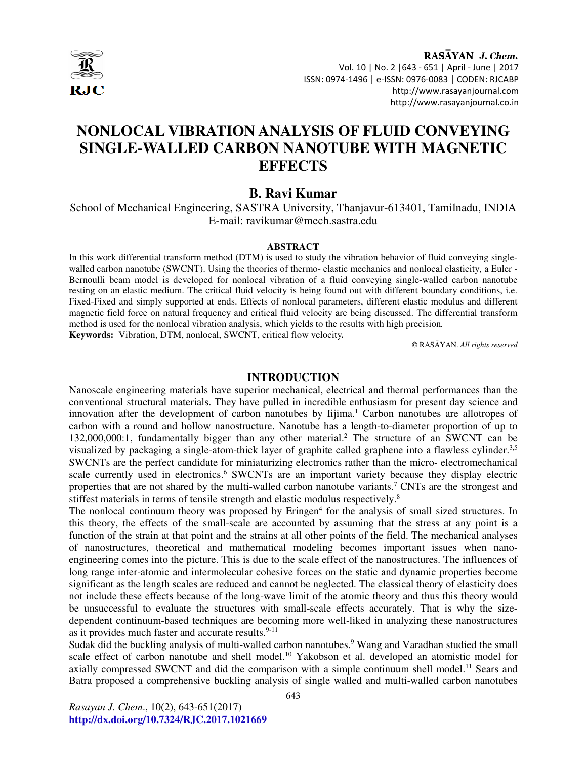# NONLOCAL VIBRATION ANALYSIS OF FLUID CONVEYING SINGLE-WALLED CARBON NANOTUBE WITH MAGNETIC EFFECTS

## B. Ravi Kumar

School of Mechanical Engineering, SASTRA University, Thanjavur-613401, Tamilnadu, INDIA
E-mail: ravikumar@mech.sastra.edu

### ABSTRACT

In this work differential transform method (DTM) is used to study the vibration behavior of fluid conveying single-walled carbon nanotube (SWCNT). Using the theories of thermo- elastic mechanics and nonlocal elasticity, a Euler - Bernoulli beam model is developed for nonlocal vibration of a fluid conveying single-walled carbon nanotube resting on an elastic medium. The critical fluid velocity is being found out with different boundary conditions, i.e. Fixed-Fixed and simply supported at ends. Effects of nonlocal parameters, different elastic modulus and different magnetic field force on natural frequency and critical fluid velocity are being discussed. The differential transform method is used for the nonlocal vibration analysis, which yields to the results with high precision.

**Keywords:** Vibration, DTM, nonlocal, SWCNT, critical flow velocity**.**

© RASĀYAN. *All rights reserved*

## INTRODUCTION

Nanoscale engineering materials have superior mechanical, electrical and thermal performances than the conventional structural materials. They have pulled in incredible enthusiasm for present day science and innovation after the development of carbon nanotubes by Iijima.[1] Carbon nanotubes are allotropes of carbon with a round and hollow nanostructure. Nanotube has a length-to-diameter proportion of up to 132,000,000:1, fundamentally bigger than any other material.[2] The structure of an SWCNT can be visualized by packaging a single-atom-thick layer of graphite called graphene into a flawless cylinder.[3,5] SWCNTs are the perfect candidate for miniaturizing electronics rather than the micro- electromechanical scale currently used in electronics.[6] SWCNTs are an important variety because they display electric properties that are not shared by the multi-walled carbon nanotube variants.[7] CNTs are the strongest and stiffest materials in terms of tensile strength and elastic modulus respectively.[8]

The nonlocal continuum theory was proposed by Eringen[4] for the analysis of small sized structures. In this theory, the effects of the small-scale are accounted by assuming that the stress at any point is a function of the strain at that point and the strains at all other points of the field. The mechanical analyses of nanostructures, theoretical and mathematical modeling becomes important issues when nano-engineering comes into the picture. This is due to the scale effect of the nanostructures. The influences of long range inter-atomic and intermolecular cohesive forces on the static and dynamic properties become significant as the length scales are reduced and cannot be neglected. The classical theory of elasticity does not include these effects because of the long-wave limit of the atomic theory and thus this theory would be unsuccessful to evaluate the structures with small-scale effects accurately. That is why the size-dependent continuum-based techniques are becoming more well-liked in analyzing these nanostructures as it provides much faster and accurate results.[9-11]

Sudak did the buckling analysis of multi-walled carbon nanotubes.[9] Wang and Varadhan studied the small scale effect of carbon nanotube and shell model.[10] Yakobson et al. developed an atomistic model for axially compressed SWCNT and did the comparison with a simple continuum shell model.[11] Sears and Batra proposed a comprehensive buckling analysis of single walled and multi-walled carbon nanotubes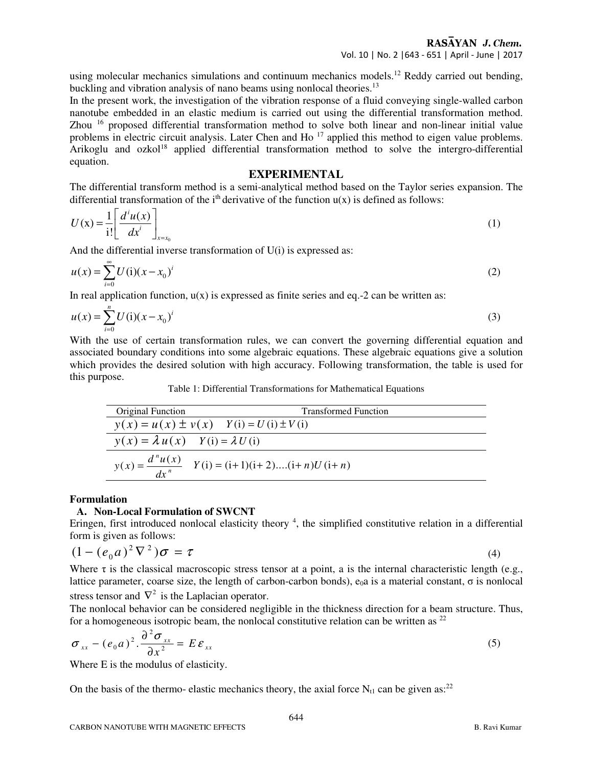using molecular mechanics simulations and continuum mechanics models.[12] Reddy carried out bending, buckling and vibration analysis of nano beams using nonlocal theories.[13]

In the present work, the investigation of the vibration response of a fluid conveying single-walled carbon nanotube embedded in an elastic medium is carried out using the differential transformation method. Zhou [16] proposed differential transformation method to solve both linear and non-linear initial value problems in electric circuit analysis. Later Chen and Ho [17] applied this method to eigen value problems. Arikoglu and ozkol[18] applied differential transformation method to solve the intergro-differential equation.

## EXPERIMENTAL

The differential transform method is a semi-analytical method based on the Taylor series expansion. The differential transformation of the $i^{th}$ derivative of the function u(x) is defined as follows:

$$U(\mathrm{x}) = \frac{1}{\mathrm{i}!}\left[\frac{d^i u(x)}{dx^i}\right]_{x=x_0} \tag{1}$$

And the differential inverse transformation of U(i) is expressed as:

$$u(x) = \sum_{i=0}^{\infty} U(\mathrm{i})(x - x_0)^i \tag{2}$$

In real application function, u(x) is expressed as finite series and eq.-2 can be written as:

$$u(x) = \sum_{i=0}^{n} U(\mathrm{i})(x - x_0)^i \tag{3}$$

With the use of certain transformation rules, we can convert the governing differential equation and associated boundary conditions into some algebraic equations. These algebraic equations give a solution which provides the desired solution with high accuracy. Following transformation, the table is used for this purpose.

Table 1: Differential Transformations for Mathematical Equations

| Original Function | Transformed Function |
| --- | --- |
| $y(x) = u(x) \pm v(x)$ | $Y(\mathrm{i}) = U(\mathrm{i}) \pm V(\mathrm{i})$ |
| $y(x) = \lambda u(x)$ | $Y(\mathrm{i}) = \lambda U(\mathrm{i})$ |
| $y(x) = \dfrac{d^n u(x)}{dx^n}$ | $Y(\mathrm{i}) = (\mathrm{i}+1)(\mathrm{i}+2)....(\mathrm{i}+n)U(\mathrm{i}+n)$ |

### Formulation

#### A. Non-Local Formulation of SWCNT

Eringen, first introduced nonlocal elasticity theory [4], the simplified constitutive relation in a differential form is given as follows:

$$(1 - (e_0 a)^2 \nabla^2)\sigma = \tau \tag{4}$$

Where τ is the classical macroscopic stress tensor at a point, a is the internal characteristic length (e.g., lattice parameter, coarse size, the length of carbon-carbon bonds), $e_0a$ is a material constant, σ is nonlocal stress tensor and $\nabla^2$ is the Laplacian operator.

The nonlocal behavior can be considered negligible in the thickness direction for a beam structure. Thus, for a homogeneous isotropic beam, the nonlocal constitutive relation can be written as [22]

$$\sigma_{xx} - (e_0 a)^2 . \frac{\partial^2 \sigma_{xx}}{\partial x^2} = E\varepsilon_{xx} \tag{5}$$

Where E is the modulus of elasticity.

On the basis of the thermo- elastic mechanics theory, the axial force $N_{t1}$ can be given as:[22]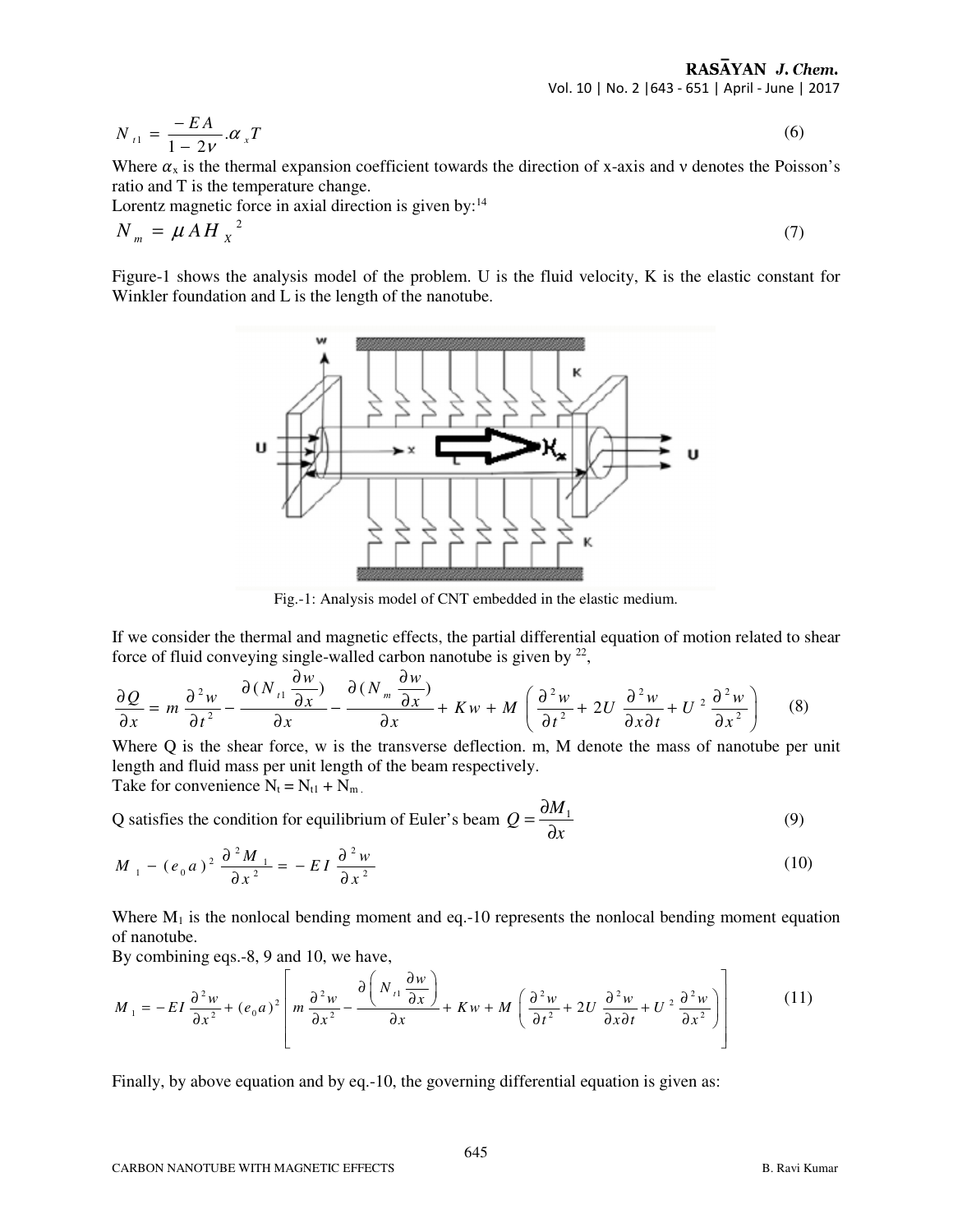$$N_{t1} = \frac{-EA}{1-2\nu}.\alpha_x T \tag{6}$$

Where $\alpha_x$ is the thermal expansion coefficient towards the direction of x-axis and ν denotes the Poisson's ratio and T is the temperature change.

Lorentz magnetic force in axial direction is given by:[14]

$$N_m = \mu A H_X^{\,2} \tag{7}$$

Figure-1 shows the analysis model of the problem. U is the fluid velocity, K is the elastic constant for Winkler foundation and L is the length of the nanotube.

Fig.-1: Analysis model of CNT embedded in the elastic medium.

If we consider the thermal and magnetic effects, the partial differential equation of motion related to shear force of fluid conveying single-walled carbon nanotube is given by [22],

$$\frac{\partial Q}{\partial x} = m\frac{\partial^2 w}{\partial t^2} - \frac{\partial (N_{t1}\frac{\partial w}{\partial x})}{\partial x} - \frac{\partial (N_m\frac{\partial w}{\partial x})}{\partial x} + Kw + M\left(\frac{\partial^2 w}{\partial t^2} + 2U\frac{\partial^2 w}{\partial x \partial t} + U^2\frac{\partial^2 w}{\partial x^2}\right) \tag{8}$$

Where Q is the shear force, w is the transverse deflection. m, M denote the mass of nanotube per unit length and fluid mass per unit length of the beam respectively.

Take for convenience $N_t = N_{t1} + N_m$.

Q satisfies the condition for equilibrium of Euler's beam $Q = \frac{\partial M_1}{\partial x}$ (9)

$$M_1 - (e_0 a)^2\frac{\partial^2 M_1}{\partial x^2} = -EI\frac{\partial^2 w}{\partial x^2} \tag{10}$$

Where $M_1$ is the nonlocal bending moment and eq.-10 represents the nonlocal bending moment equation of nanotube.

By combining eqs.-8, 9 and 10, we have,

$$M_1 = -EI\frac{\partial^2 w}{\partial x^2} + (e_0 a)^2\left[m\frac{\partial^2 w}{\partial x^2} - \frac{\partial\left(N_{t1}\frac{\partial w}{\partial x}\right)}{\partial x} + Kw + M\left(\frac{\partial^2 w}{\partial t^2} + 2U\frac{\partial^2 w}{\partial x \partial t} + U^2\frac{\partial^2 w}{\partial x^2}\right)\right] \tag{11}$$

Finally, by above equation and by eq.-10, the governing differential equation is given as: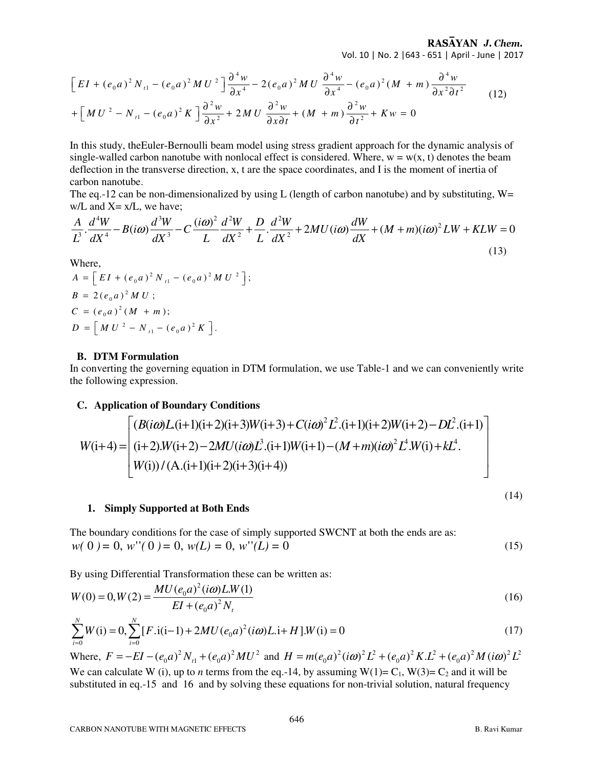$$
\left[ EI + (e_0 a)^2 N_{t1} - (e_0 a)^2 M U^2 \right] \frac{\partial^4 w}{\partial x^4} - 2(e_0 a)^2 M U \frac{\partial^4 w}{\partial x^4} - (e_0 a)^2 (M + m) \frac{\partial^4 w}{\partial x^2 \partial t^2}
$$
$$
+ \left[ M U^2 - N_{t1} - (e_0 a)^2 K \right] \frac{\partial^2 w}{\partial x^2} + 2 M U \frac{\partial^2 w}{\partial x \partial t} + (M + m) \frac{\partial^2 w}{\partial t^2} + K w = 0 \tag{12}
$$

In this study, theEuler-Bernoulli beam model using stress gradient approach for the dynamic analysis of single-walled carbon nanotube with nonlocal effect is considered. Where, w = w(x, t) denotes the beam deflection in the transverse direction, x, t are the space coordinates, and I is the moment of inertia of carbon nanotube.

The eq.-12 can be non-dimensionalized by using L (length of carbon nanotube) and by substituting, W= w/L and X= x/L, we have;

$$
\frac{A}{L^3} \cdot \frac{d^4 W}{dX^4} - B(i\omega)\frac{d^3 W}{dX^3} - C\frac{(i\omega)^2}{L}\frac{d^2 W}{dX^2} + \frac{D}{L} \cdot \frac{d^2 W}{dX^2} + 2MU(i\omega)\frac{dW}{dX} + (M+m)(i\omega)^2 LW + KLW = 0 \tag{13}
$$

Where,

$A = \left[ EI + (e_0 a)^2 N_{t1} - (e_0 a)^2 M U^2 \right]$;

$B = 2(e_0 a)^2 M U$;

$C = (e_0 a)^2 (M + m)$;

$D = \left[ M U^2 - N_{t1} - (e_0 a)^2 K \right]$.

### B. DTM Formulation

In converting the governing equation in DTM formulation, we use Table-1 and we can conveniently write the following expression.

### C. Application of Boundary Conditions

$$
W(\text{i}+4) = \left[ \begin{array}{l} (B(i\omega)L.(\text{i}+1)(\text{i}+2)(\text{i}+3)W(\text{i}+3) + C(i\omega)^2 L^2.(\text{i}+1)(\text{i}+2)W(\text{i}+2) - DL^2.(\text{i}+1) \\ (\text{i}+2).W(\text{i}+2) - 2MU(i\omega)L^3.(\text{i}+1)W(\text{i}+1) - (M+m)(i\omega)^2 L^4.W(\text{i}) + kL^4. \\ W(\text{i}))/(A.(\text{i}+1)(\text{i}+2)(\text{i}+3)(\text{i}+4)) \end{array} \right] \tag{14}
$$

#### 1. Simply Supported at Both Ends

The boundary conditions for the case of simply supported SWCNT at both the ends are as:

$$
w(0) = 0,\ w''(0) = 0,\ w(L) = 0,\ w''(L) = 0 \tag{15}
$$

By using Differential Transformation these can be written as:

$$
W(0) = 0, W(2) = \frac{MU(e_0 a)^2 (i\omega) L.W(1)}{EI + (e_0 a)^2 N_t} \tag{16}
$$

$$
\sum_{i=0}^{N} W(\text{i}) = 0, \sum_{i=0}^{N} [F.\text{i}(\text{i}-1) + 2MU(e_0 a)^2 (i\omega) L.\text{i} + H].W(\text{i}) = 0 \tag{17}
$$

Where, $F = -EI - (e_0 a)^2 N_{t1} + (e_0 a)^2 MU^2$ and $H = m(e_0 a)^2 (i\omega)^2 L^2 + (e_0 a)^2 K.L^2 + (e_0 a)^2 M(i\omega)^2 L^2$

We can calculate W (i), up to *n* terms from the eq.-14, by assuming W(1)= $C_1$, W(3)= $C_2$ and it will be substituted in eq.-15 and 16 and by solving these equations for non-trivial solution, natural frequency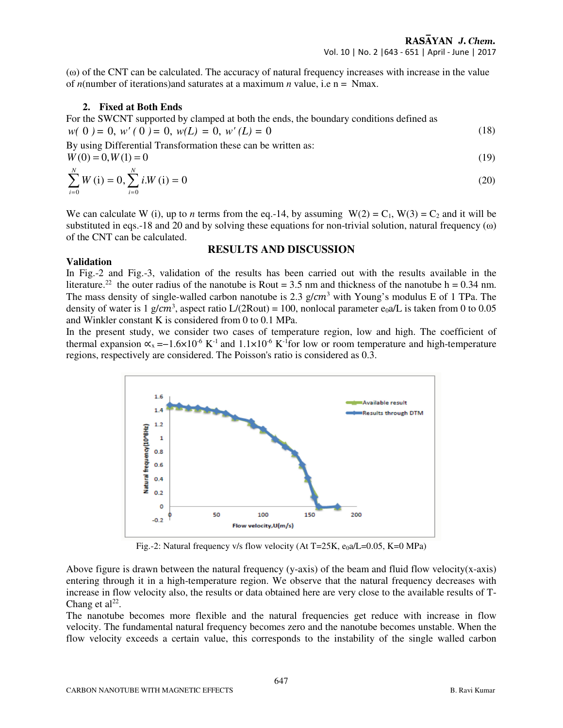(ω) of the CNT can be calculated. The accuracy of natural frequency increases with increase in the value of $n$(number of iterations)and saturates at a maximum $n$ value, i.e n = Nmax.

### 2. Fixed at Both Ends

For the SWCNT supported by clamped at both the ends, the boundary conditions defined as

$$w(0) = 0,\ w'(0) = 0,\ w(L) = 0,\ w'(L) = 0 \tag{18}$$

By using Differential Transformation these can be written as:

$$W(0) = 0, W(1) = 0 \tag{19}$$

$$\sum_{i=0}^{N} W(\mathrm{i}) = 0, \sum_{i=0}^{N} i.W(\mathrm{i}) = 0 \tag{20}$$

We can calculate W (i), up to $n$ terms from the eq.-14, by assuming $W(2) = C_1$, $W(3) = C_2$ and it will be substituted in eqs.-18 and 20 and by solving these equations for non-trivial solution, natural frequency (ω) of the CNT can be calculated.

## RESULTS AND DISCUSSION

### Validation

In Fig.-2 and Fig.-3, validation of the results has been carried out with the results available in the literature.[22] the outer radius of the nanotube is Rout = 3.5 nm and thickness of the nanotube h = 0.34 nm. The mass density of single-walled carbon nanotube is 2.3 $g/cm^3$ with Young's modulus E of 1 TPa. The density of water is 1 $g/cm^3$, aspect ratio L/(2Rout) = 100, nonlocal parameter $e_0a/L$ is taken from 0 to 0.05 and Winkler constant K is considered from 0 to 0.1 MPa.

In the present study, we consider two cases of temperature region, low and high. The coefficient of thermal expansion $\propto_x = -1.6\times10^{-6}\ K^{-1}$ and $1.1\times10^{-6}\ K^{-1}$for low or room temperature and high-temperature regions, respectively are considered. The Poisson's ratio is considered as 0.3.

Fig.-2: Natural frequency v/s flow velocity (At T=25K, $e_0a/L$=0.05, K=0 MPa)

Above figure is drawn between the natural frequency (y-axis) of the beam and fluid flow velocity(x-axis) entering through it in a high-temperature region. We observe that the natural frequency decreases with increase in flow velocity also, the results or data obtained here are very close to the available results of T-Chang et al[22].

The nanotube becomes more flexible and the natural frequencies get reduce with increase in flow velocity. The fundamental natural frequency becomes zero and the nanotube becomes unstable. When the flow velocity exceeds a certain value, this corresponds to the instability of the single walled carbon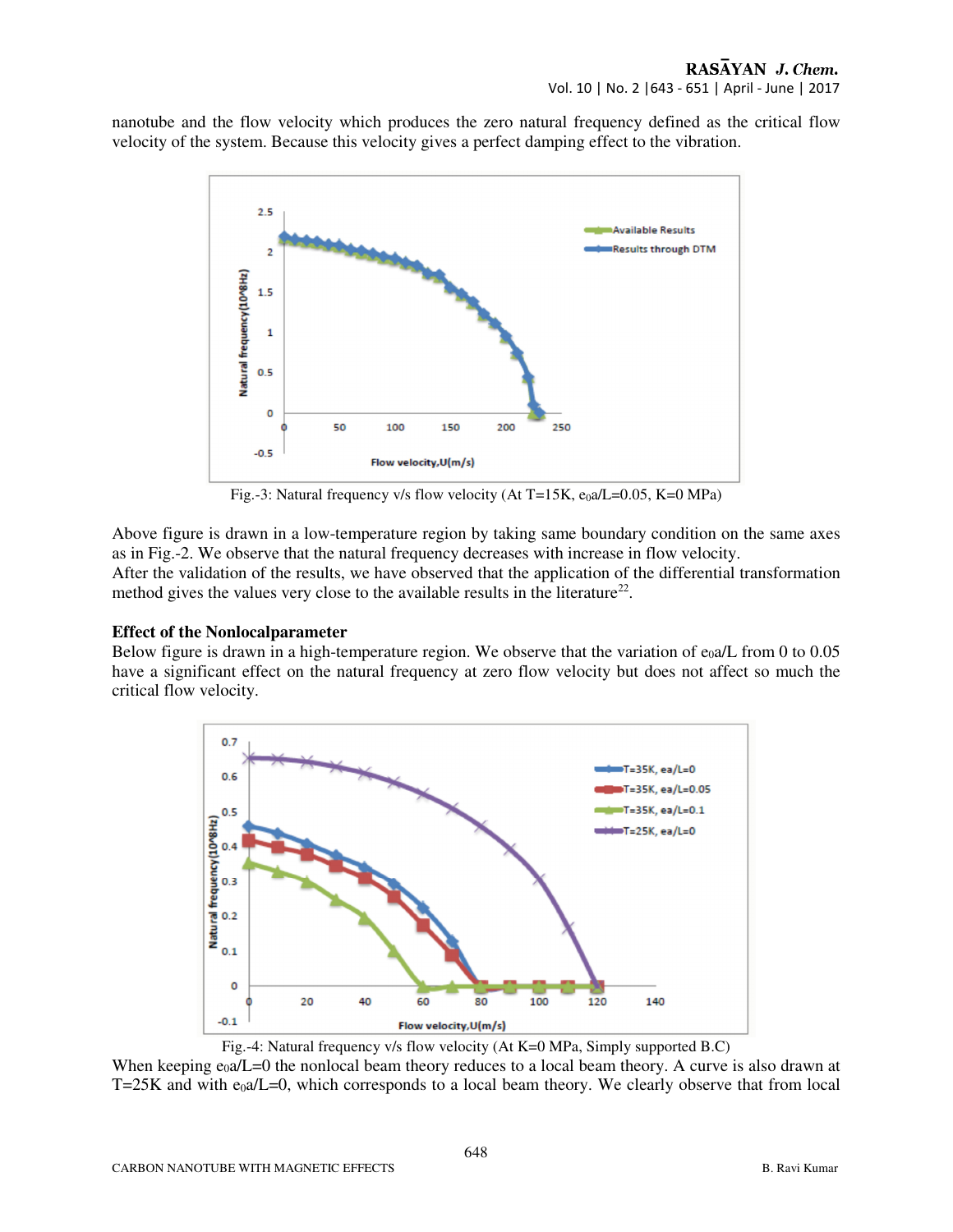nanotube and the flow velocity which produces the zero natural frequency defined as the critical flow velocity of the system. Because this velocity gives a perfect damping effect to the vibration.

Fig.-3: Natural frequency v/s flow velocity (At T=15K, $e_0a/L$=0.05, K=0 MPa)

Above figure is drawn in a low-temperature region by taking same boundary condition on the same axes as in Fig.-2. We observe that the natural frequency decreases with increase in flow velocity.
After the validation of the results, we have observed that the application of the differential transformation method gives the values very close to the available results in the literature[22].

**Effect of the Nonlocalparameter**

Below figure is drawn in a high-temperature region. We observe that the variation of $e_0a/L$ from 0 to 0.05 have a significant effect on the natural frequency at zero flow velocity but does not affect so much the critical flow velocity.

Fig.-4: Natural frequency v/s flow velocity (At K=0 MPa, Simply supported B.C)

When keeping $e_0a/L$=0 the nonlocal beam theory reduces to a local beam theory. A curve is also drawn at T=25K and with $e_0a/L$=0, which corresponds to a local beam theory. We clearly observe that from local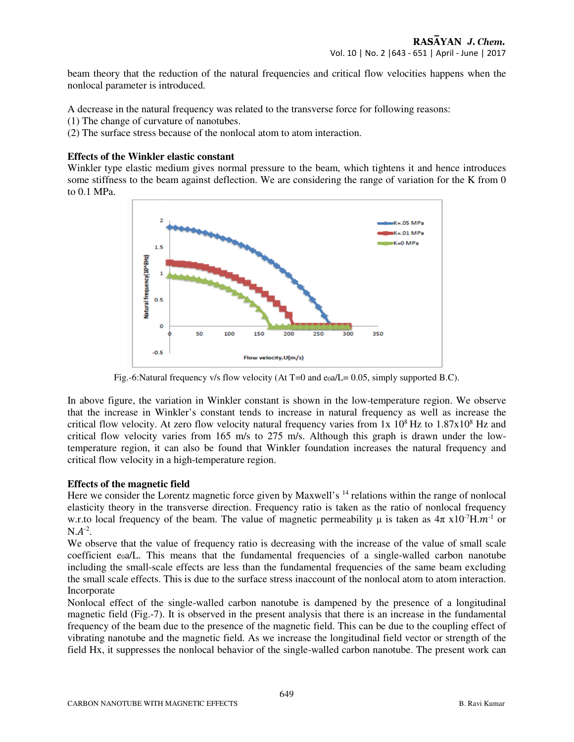beam theory that the reduction of the natural frequencies and critical flow velocities happens when the nonlocal parameter is introduced.

A decrease in the natural frequency was related to the transverse force for following reasons:
(1) The change of curvature of nanotubes.
(2) The surface stress because of the nonlocal atom to atom interaction.

### Effects of the Winkler elastic constant

Winkler type elastic medium gives normal pressure to the beam, which tightens it and hence introduces some stiffness to the beam against deflection. We are considering the range of variation for the K from 0 to 0.1 MPa.

Fig.-6:Natural frequency v/s flow velocity (At T=0 and $e_0a/L= 0.05$, simply supported B.C).

In above figure, the variation in Winkler constant is shown in the low-temperature region. We observe that the increase in Winkler's constant tends to increase in natural frequency as well as increase the critical flow velocity. At zero flow velocity natural frequency varies from $1\text{x}\ 10^8$ Hz to $1.87\text{x}10^8$ Hz and critical flow velocity varies from 165 m/s to 275 m/s. Although this graph is drawn under the low-temperature region, it can also be found that Winkler foundation increases the natural frequency and critical flow velocity in a high-temperature region.

### Effects of the magnetic field

Here we consider the Lorentz magnetic force given by Maxwell's [14] relations within the range of nonlocal elasticity theory in the transverse direction. Frequency ratio is taken as the ratio of nonlocal frequency w.r.to local frequency of the beam. The value of magnetic permeability $\mu$ is taken as $4\pi\ \text{x}10^{-7}\text{H}.m^{-1}$ or $\text{N}.A^{-2}$.

We observe that the value of frequency ratio is decreasing with the increase of the value of small scale coefficient $e_0a/L$. This means that the fundamental frequencies of a single-walled carbon nanotube including the small-scale effects are less than the fundamental frequencies of the same beam excluding the small scale effects. This is due to the surface stress inaccount of the nonlocal atom to atom interaction. Incorporate

Nonlocal effect of the single-walled carbon nanotube is dampened by the presence of a longitudinal magnetic field (Fig.-7). It is observed in the present analysis that there is an increase in the fundamental frequency of the beam due to the presence of the magnetic field. This can be due to the coupling effect of vibrating nanotube and the magnetic field. As we increase the longitudinal field vector or strength of the field Hx, it suppresses the nonlocal behavior of the single-walled carbon nanotube. The present work can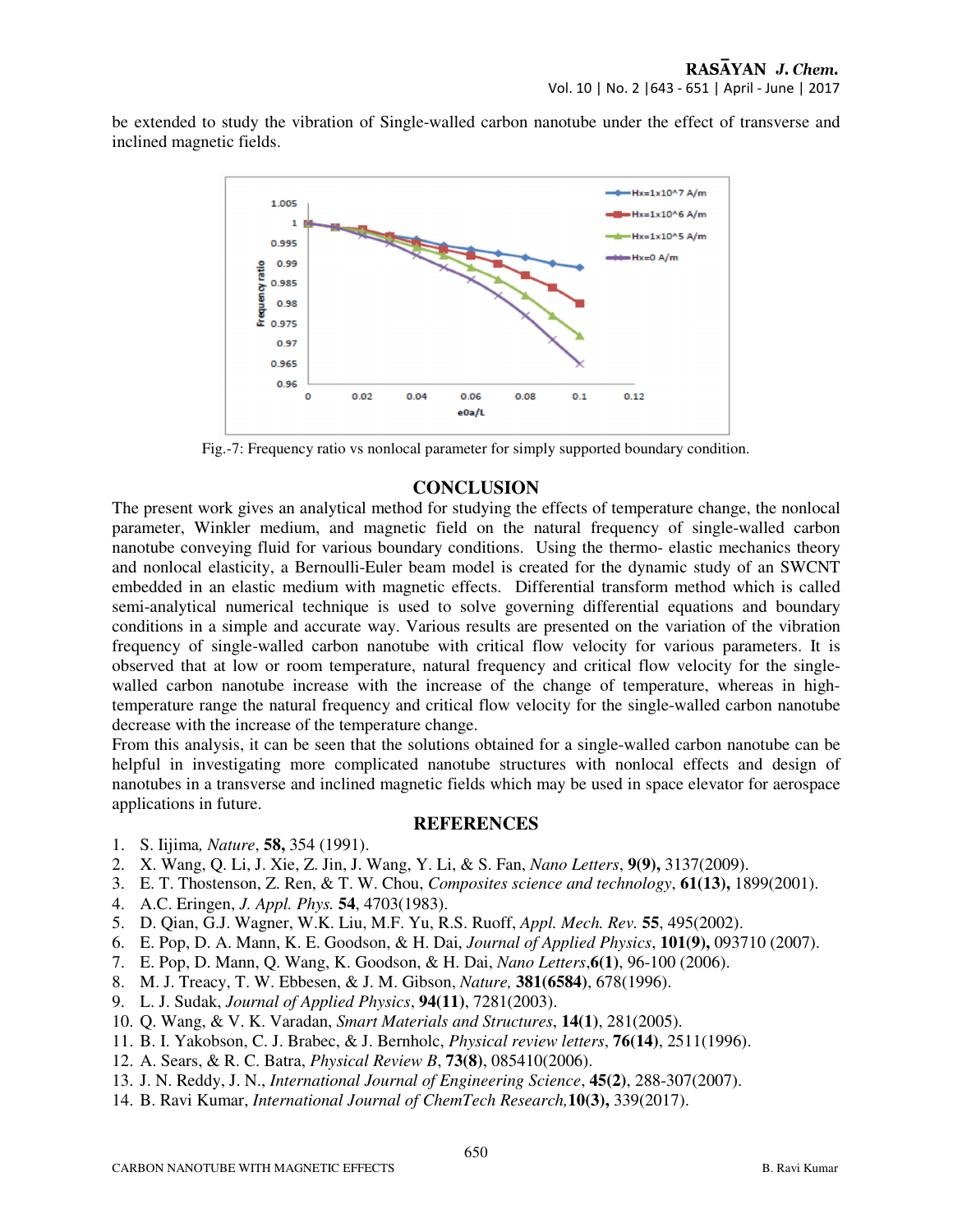be extended to study the vibration of Single-walled carbon nanotube under the effect of transverse and inclined magnetic fields.

Fig.-7: Frequency ratio vs nonlocal parameter for simply supported boundary condition.

## CONCLUSION

The present work gives an analytical method for studying the effects of temperature change, the nonlocal parameter, Winkler medium, and magnetic field on the natural frequency of single-walled carbon nanotube conveying fluid for various boundary conditions. Using the thermo- elastic mechanics theory and nonlocal elasticity, a Bernoulli-Euler beam model is created for the dynamic study of an SWCNT embedded in an elastic medium with magnetic effects. Differential transform method which is called semi-analytical numerical technique is used to solve governing differential equations and boundary conditions in a simple and accurate way. Various results are presented on the variation of the vibration frequency of single-walled carbon nanotube with critical flow velocity for various parameters. It is observed that at low or room temperature, natural frequency and critical flow velocity for the single-walled carbon nanotube increase with the increase of the change of temperature, whereas in high-temperature range the natural frequency and critical flow velocity for the single-walled carbon nanotube decrease with the increase of the temperature change.

From this analysis, it can be seen that the solutions obtained for a single-walled carbon nanotube can be helpful in investigating more complicated nanotube structures with nonlocal effects and design of nanotubes in a transverse and inclined magnetic fields which may be used in space elevator for aerospace applications in future.

## REFERENCES

1. S. Iijima, *Nature*, **58,** 354 (1991).
2. X. Wang, Q. Li, J. Xie, Z. Jin, J. Wang, Y. Li, & S. Fan, *Nano Letters*, **9(9),** 3137(2009).
3. E. T. Thostenson, Z. Ren, & T. W. Chou, *Composites science and technology*, **61(13),** 1899(2001).
4. A.C. Eringen, *J. Appl. Phys.* **54**, 4703(1983).
5. D. Qian, G.J. Wagner, W.K. Liu, M.F. Yu, R.S. Ruoff, *Appl. Mech. Rev.* **55**, 495(2002).
6. E. Pop, D. A. Mann, K. E. Goodson, & H. Dai, *Journal of Applied Physics*, **101(9),** 093710 (2007).
7. E. Pop, D. Mann, Q. Wang, K. Goodson, & H. Dai, *Nano Letters*,**6(1)**, 96-100 (2006).
8. M. J. Treacy, T. W. Ebbesen, & J. M. Gibson, *Nature,* **381(6584)**, 678(1996).
9. L. J. Sudak, *Journal of Applied Physics*, **94(11)**, 7281(2003).
10. Q. Wang, & V. K. Varadan, *Smart Materials and Structures*, **14(1)**, 281(2005).
11. B. I. Yakobson, C. J. Brabec, & J. Bernholc, *Physical review letters*, **76(14)**, 2511(1996).
12. A. Sears, & R. C. Batra, *Physical Review B*, **73(8)**, 085410(2006).
13. J. N. Reddy, J. N., *International Journal of Engineering Science*, **45(2)**, 288-307(2007).
14. B. Ravi Kumar, *International Journal of ChemTech Research,* **10(3),** 339(2017).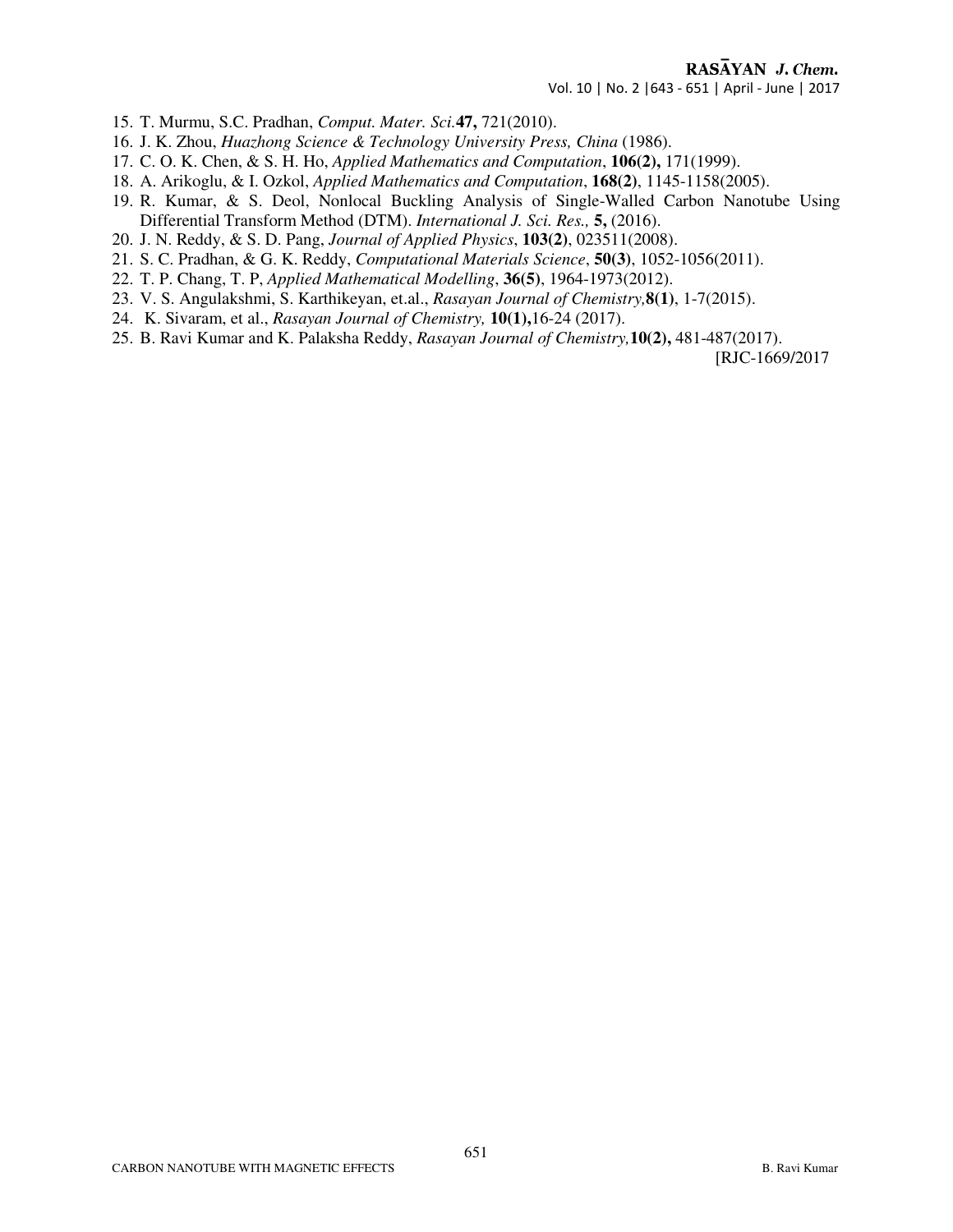15. T. Murmu, S.C. Pradhan, *Comput. Mater. Sci.* **47,** 721(2010).
16. J. K. Zhou, *Huazhong Science & Technology University Press, China* (1986).
17. C. O. K. Chen, & S. H. Ho, *Applied Mathematics and Computation*, **106(2),** 171(1999).
18. A. Arikoglu, & I. Ozkol, *Applied Mathematics and Computation*, **168(2)**, 1145-1158(2005).
19. R. Kumar, & S. Deol, Nonlocal Buckling Analysis of Single-Walled Carbon Nanotube Using Differential Transform Method (DTM). *International J. Sci. Res.,* **5,** (2016).
20. J. N. Reddy, & S. D. Pang, *Journal of Applied Physics*, **103(2)**, 023511(2008).
21. S. C. Pradhan, & G. K. Reddy, *Computational Materials Science*, **50(3)**, 1052-1056(2011).
22. T. P. Chang, T. P, *Applied Mathematical Modelling*, **36(5)**, 1964-1973(2012).
23. V. S. Angulakshmi, S. Karthikeyan, et.al., *Rasayan Journal of Chemistry,* **8(1)**, 1-7(2015).
24. K. Sivaram, et al., *Rasayan Journal of Chemistry,* **10(1),** 16-24 (2017).
25. B. Ravi Kumar and K. Palaksha Reddy, *Rasayan Journal of Chemistry,* **10(2),** 481-487(2017).

[RJC-1669/2017